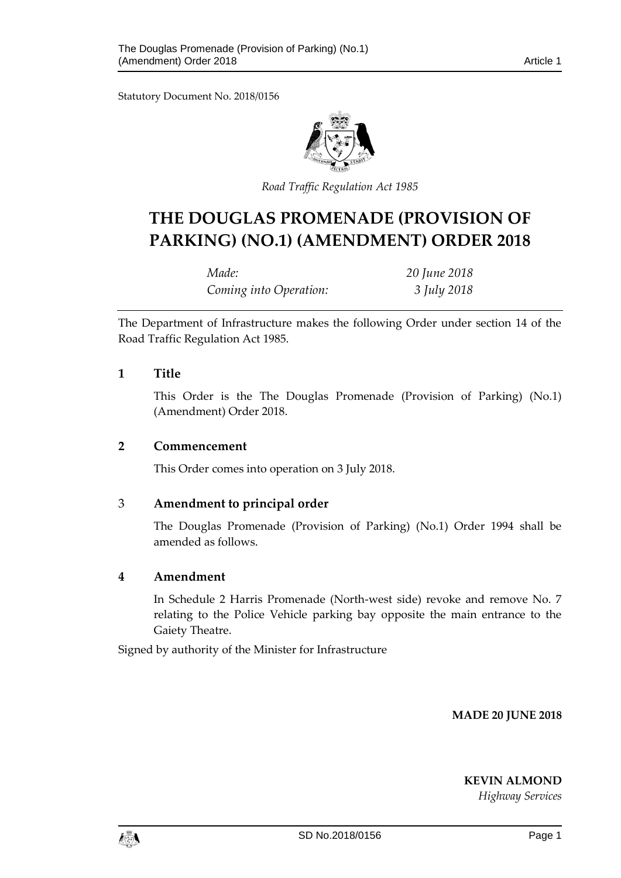Statutory Document No. 2018/0156

*Road Traffic Regulation Act 1985*

# THE DOUGLAS PROMENADE (PROVISION OF PARKING) (NO.1) (AMENDMENT) ORDER 2018

| | |
|---|---|
| *Made:* | *20 June 2018* |
| *Coming into Operation:* | *3 July 2018* |

The Department of Infrastructure makes the following Order under section 14 of the Road Traffic Regulation Act 1985.

## 1 Title

This Order is the The Douglas Promenade (Provision of Parking) (No.1) (Amendment) Order 2018.

## 2 Commencement

This Order comes into operation on 3 July 2018.

## 3 Amendment to principal order

The Douglas Promenade (Provision of Parking) (No.1) Order 1994 shall be amended as follows.

## 4 Amendment

In Schedule 2 Harris Promenade (North-west side) revoke and remove No. 7 relating to the Police Vehicle parking bay opposite the main entrance to the Gaiety Theatre.

Signed by authority of the Minister for Infrastructure

**MADE 20 JUNE 2018**

**KEVIN ALMOND**
*Highway Services*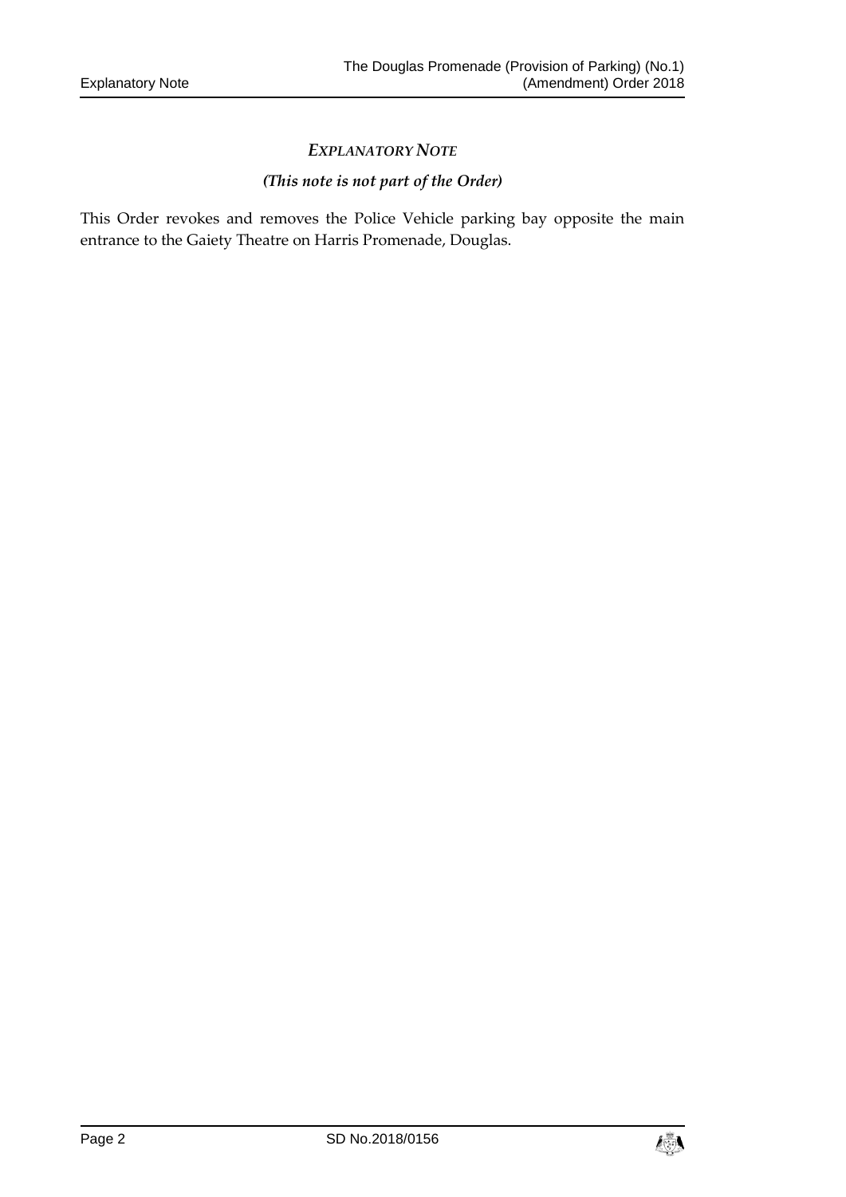## *EXPLANATORY NOTE*

***(This note is not part of the Order)***

This Order revokes and removes the Police Vehicle parking bay opposite the main entrance to the Gaiety Theatre on Harris Promenade, Douglas.